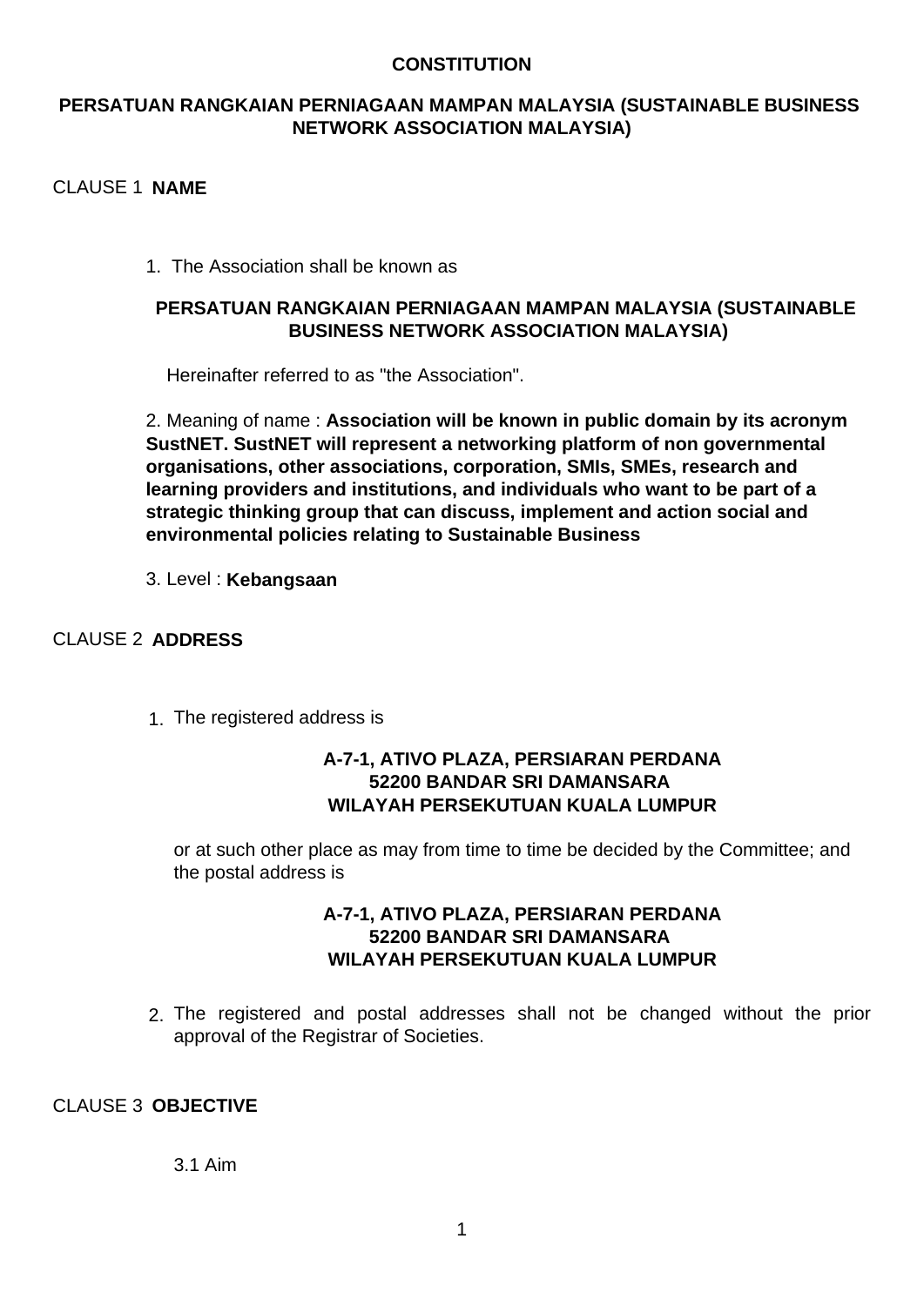**CONSTITUTION**

**PERSATUAN RANGKAIAN PERNIAGAAN MAMPAN MALAYSIA (SUSTAINABLE BUSINESS NETWORK ASSOCIATION MALAYSIA)**

CLAUSE 1 **NAME**

1. The Association shall be known as

**PERSATUAN RANGKAIAN PERNIAGAAN MAMPAN MALAYSIA (SUSTAINABLE BUSINESS NETWORK ASSOCIATION MALAYSIA)**

Hereinafter referred to as "the Association".

2. Meaning of name : **Association will be known in public domain by its acronym SustNET. SustNET will represent a networking platform of non governmental organisations, other associations, corporation, SMIs, SMEs, research and learning providers and institutions, and individuals who want to be part of a strategic thinking group that can discuss, implement and action social and environmental policies relating to Sustainable Business**

3. Level : **Kebangsaan**

CLAUSE 2 **ADDRESS**

1. The registered address is

**A-7-1, ATIVO PLAZA, PERSIARAN PERDANA**
**52200 BANDAR SRI DAMANSARA**
**WILAYAH PERSEKUTUAN KUALA LUMPUR**

or at such other place as may from time to time be decided by the Committee; and the postal address is

**A-7-1, ATIVO PLAZA, PERSIARAN PERDANA**
**52200 BANDAR SRI DAMANSARA**
**WILAYAH PERSEKUTUAN KUALA LUMPUR**

2. The registered and postal addresses shall not be changed without the prior approval of the Registrar of Societies.

CLAUSE 3 **OBJECTIVE**

3.1 Aim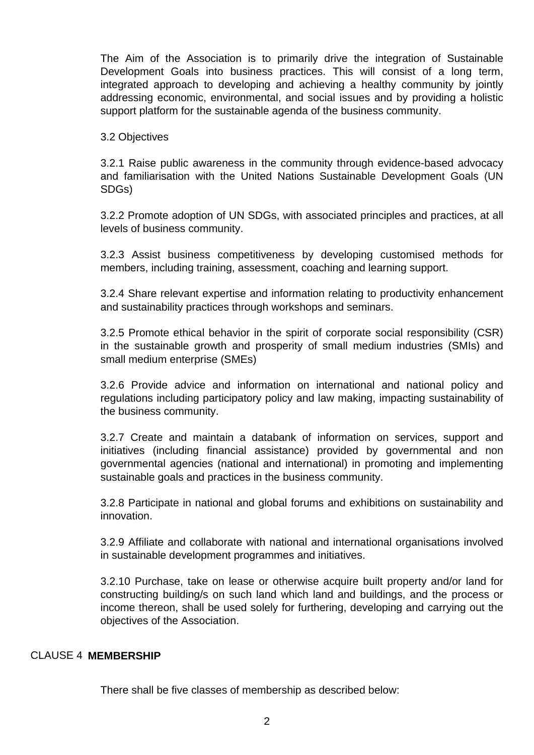The Aim of the Association is to primarily drive the integration of Sustainable Development Goals into business practices. This will consist of a long term, integrated approach to developing and achieving a healthy community by jointly addressing economic, environmental, and social issues and by providing a holistic support platform for the sustainable agenda of the business community.

3.2 Objectives

3.2.1 Raise public awareness in the community through evidence-based advocacy and familiarisation with the United Nations Sustainable Development Goals (UN SDGs)

3.2.2 Promote adoption of UN SDGs, with associated principles and practices, at all levels of business community.

3.2.3 Assist business competitiveness by developing customised methods for members, including training, assessment, coaching and learning support.

3.2.4 Share relevant expertise and information relating to productivity enhancement and sustainability practices through workshops and seminars.

3.2.5 Promote ethical behavior in the spirit of corporate social responsibility (CSR) in the sustainable growth and prosperity of small medium industries (SMIs) and small medium enterprise (SMEs)

3.2.6 Provide advice and information on international and national policy and regulations including participatory policy and law making, impacting sustainability of the business community.

3.2.7 Create and maintain a databank of information on services, support and initiatives (including financial assistance) provided by governmental and non governmental agencies (national and international) in promoting and implementing sustainable goals and practices in the business community.

3.2.8 Participate in national and global forums and exhibitions on sustainability and innovation.

3.2.9 Affiliate and collaborate with national and international organisations involved in sustainable development programmes and initiatives.

3.2.10 Purchase, take on lease or otherwise acquire built property and/or land for constructing building/s on such land which land and buildings, and the process or income thereon, shall be used solely for furthering, developing and carrying out the objectives of the Association.

## CLAUSE 4 **MEMBERSHIP**

There shall be five classes of membership as described below: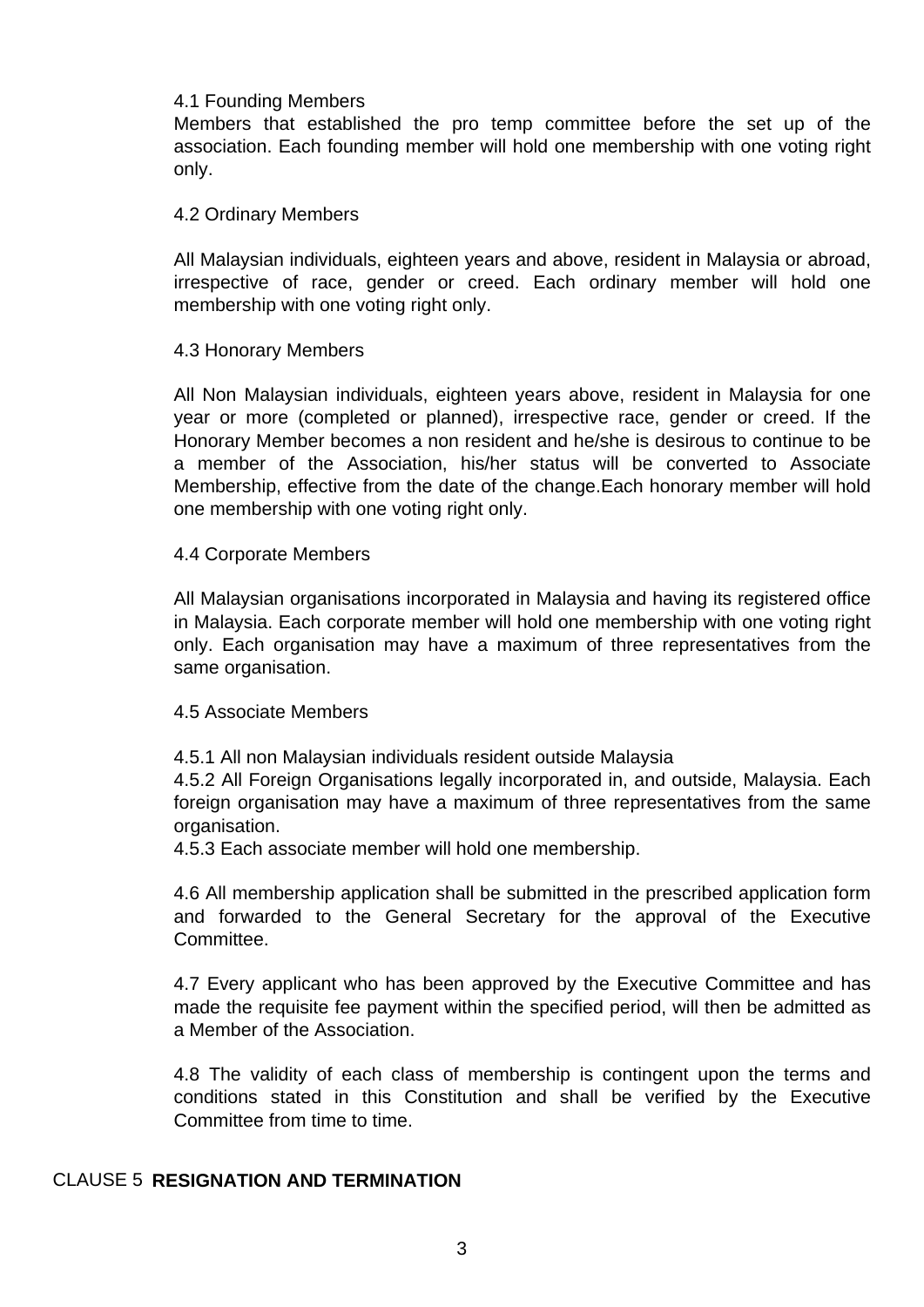4.1 Founding Members

Members that established the pro temp committee before the set up of the association. Each founding member will hold one membership with one voting right only.

4.2 Ordinary Members

All Malaysian individuals, eighteen years and above, resident in Malaysia or abroad, irrespective of race, gender or creed. Each ordinary member will hold one membership with one voting right only.

4.3 Honorary Members

All Non Malaysian individuals, eighteen years above, resident in Malaysia for one year or more (completed or planned), irrespective race, gender or creed. If the Honorary Member becomes a non resident and he/she is desirous to continue to be a member of the Association, his/her status will be converted to Associate Membership, effective from the date of the change.Each honorary member will hold one membership with one voting right only.

4.4 Corporate Members

All Malaysian organisations incorporated in Malaysia and having its registered office in Malaysia. Each corporate member will hold one membership with one voting right only. Each organisation may have a maximum of three representatives from the same organisation.

4.5 Associate Members

4.5.1 All non Malaysian individuals resident outside Malaysia

4.5.2 All Foreign Organisations legally incorporated in, and outside, Malaysia. Each foreign organisation may have a maximum of three representatives from the same organisation.

4.5.3 Each associate member will hold one membership.

4.6 All membership application shall be submitted in the prescribed application form and forwarded to the General Secretary for the approval of the Executive Committee.

4.7 Every applicant who has been approved by the Executive Committee and has made the requisite fee payment within the specified period, will then be admitted as a Member of the Association.

4.8 The validity of each class of membership is contingent upon the terms and conditions stated in this Constitution and shall be verified by the Executive Committee from time to time.

## CLAUSE 5 **RESIGNATION AND TERMINATION**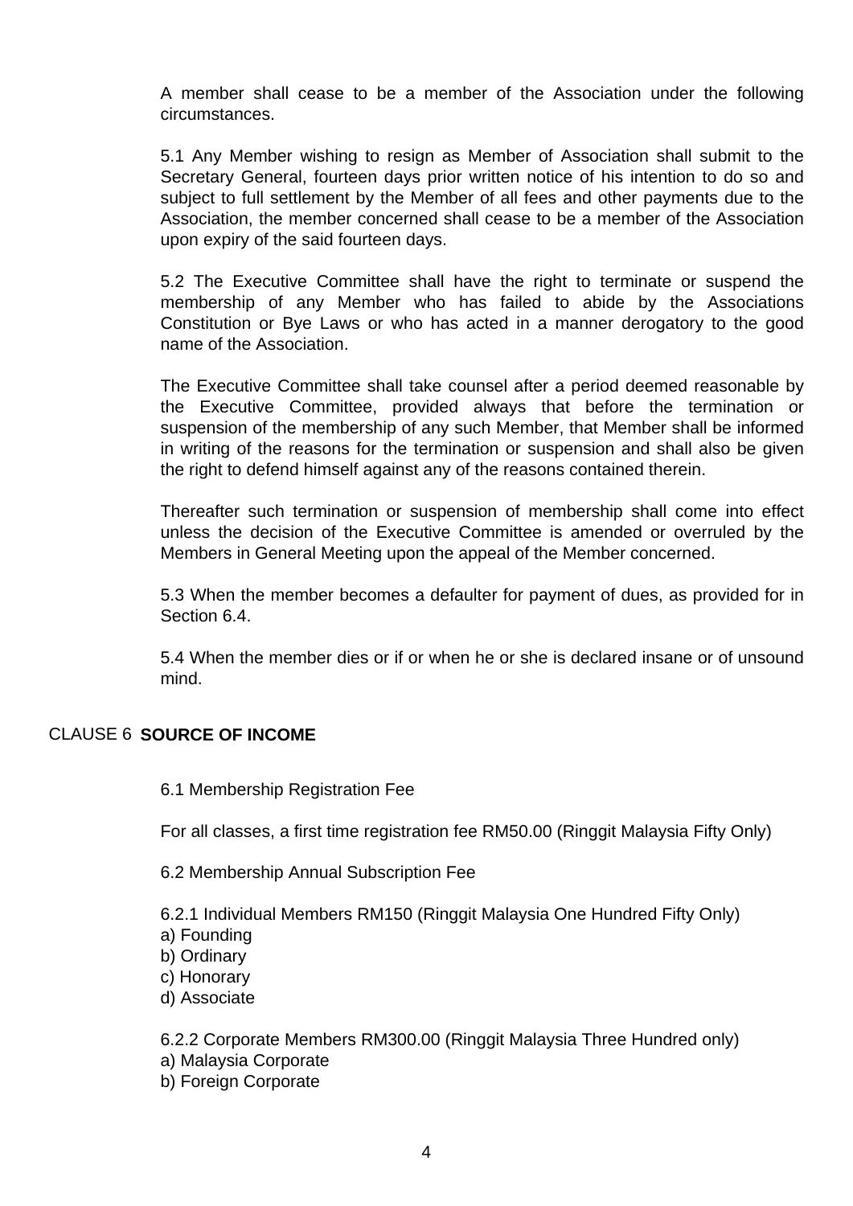A member shall cease to be a member of the Association under the following circumstances.

5.1 Any Member wishing to resign as Member of Association shall submit to the Secretary General, fourteen days prior written notice of his intention to do so and subject to full settlement by the Member of all fees and other payments due to the Association, the member concerned shall cease to be a member of the Association upon expiry of the said fourteen days.

5.2 The Executive Committee shall have the right to terminate or suspend the membership of any Member who has failed to abide by the Associations Constitution or Bye Laws or who has acted in a manner derogatory to the good name of the Association.

The Executive Committee shall take counsel after a period deemed reasonable by the Executive Committee, provided always that before the termination or suspension of the membership of any such Member, that Member shall be informed in writing of the reasons for the termination or suspension and shall also be given the right to defend himself against any of the reasons contained therein.

Thereafter such termination or suspension of membership shall come into effect unless the decision of the Executive Committee is amended or overruled by the Members in General Meeting upon the appeal of the Member concerned.

5.3 When the member becomes a defaulter for payment of dues, as provided for in Section 6.4.

5.4 When the member dies or if or when he or she is declared insane or of unsound mind.

## CLAUSE 6 **SOURCE OF INCOME**

6.1 Membership Registration Fee

For all classes, a first time registration fee RM50.00 (Ringgit Malaysia Fifty Only)

6.2 Membership Annual Subscription Fee

6.2.1 Individual Members RM150 (Ringgit Malaysia One Hundred Fifty Only)
a) Founding
b) Ordinary
c) Honorary
d) Associate

6.2.2 Corporate Members RM300.00 (Ringgit Malaysia Three Hundred only)
a) Malaysia Corporate
b) Foreign Corporate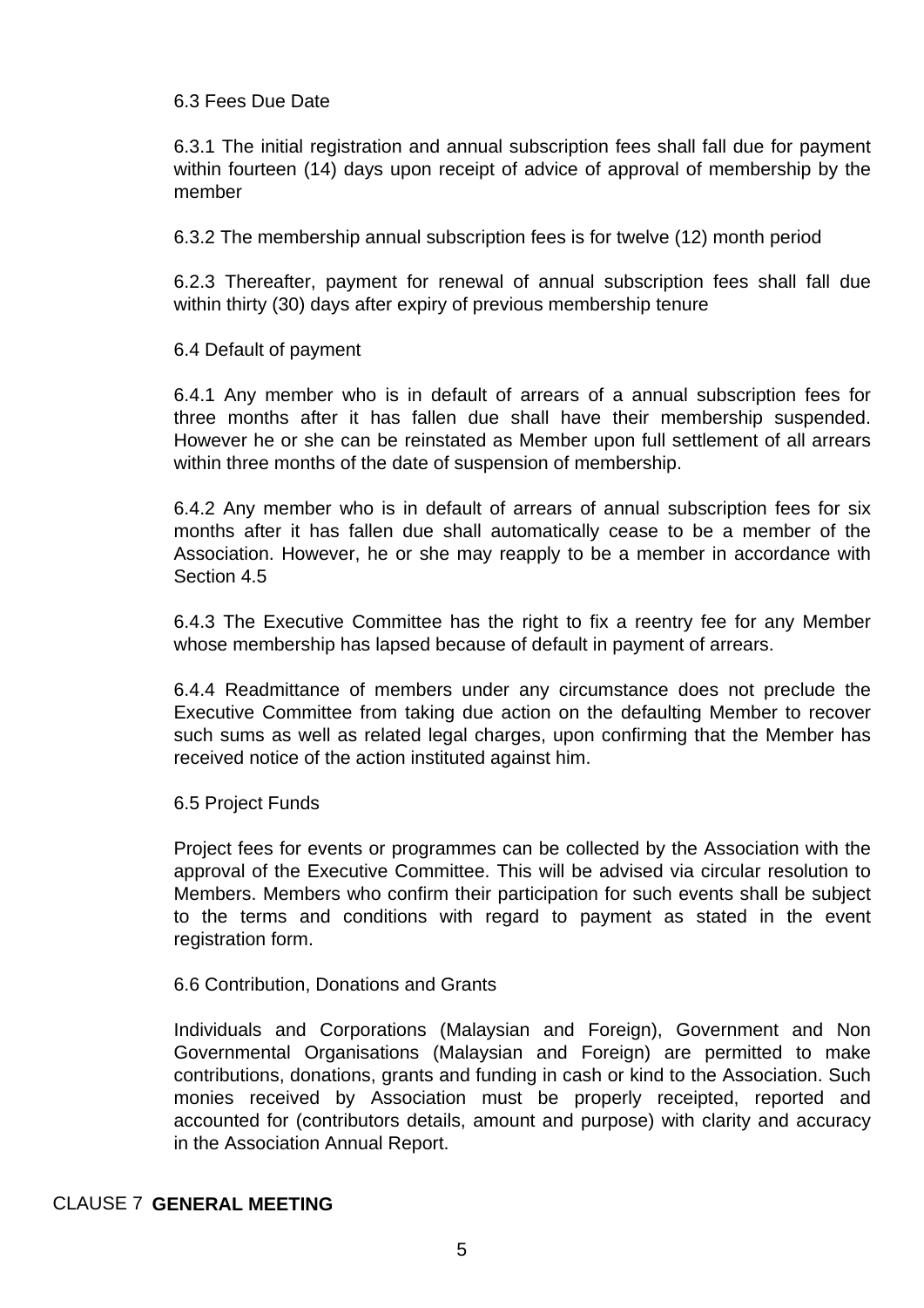6.3 Fees Due Date

6.3.1 The initial registration and annual subscription fees shall fall due for payment within fourteen (14) days upon receipt of advice of approval of membership by the member

6.3.2 The membership annual subscription fees is for twelve (12) month period

6.2.3 Thereafter, payment for renewal of annual subscription fees shall fall due within thirty (30) days after expiry of previous membership tenure

6.4 Default of payment

6.4.1 Any member who is in default of arrears of a annual subscription fees for three months after it has fallen due shall have their membership suspended. However he or she can be reinstated as Member upon full settlement of all arrears within three months of the date of suspension of membership.

6.4.2 Any member who is in default of arrears of annual subscription fees for six months after it has fallen due shall automatically cease to be a member of the Association. However, he or she may reapply to be a member in accordance with Section 4.5

6.4.3 The Executive Committee has the right to fix a reentry fee for any Member whose membership has lapsed because of default in payment of arrears.

6.4.4 Readmittance of members under any circumstance does not preclude the Executive Committee from taking due action on the defaulting Member to recover such sums as well as related legal charges, upon confirming that the Member has received notice of the action instituted against him.

6.5 Project Funds

Project fees for events or programmes can be collected by the Association with the approval of the Executive Committee. This will be advised via circular resolution to Members. Members who confirm their participation for such events shall be subject to the terms and conditions with regard to payment as stated in the event registration form.

6.6 Contribution, Donations and Grants

Individuals and Corporations (Malaysian and Foreign), Government and Non Governmental Organisations (Malaysian and Foreign) are permitted to make contributions, donations, grants and funding in cash or kind to the Association. Such monies received by Association must be properly receipted, reported and accounted for (contributors details, amount and purpose) with clarity and accuracy in the Association Annual Report.

## CLAUSE 7 **GENERAL MEETING**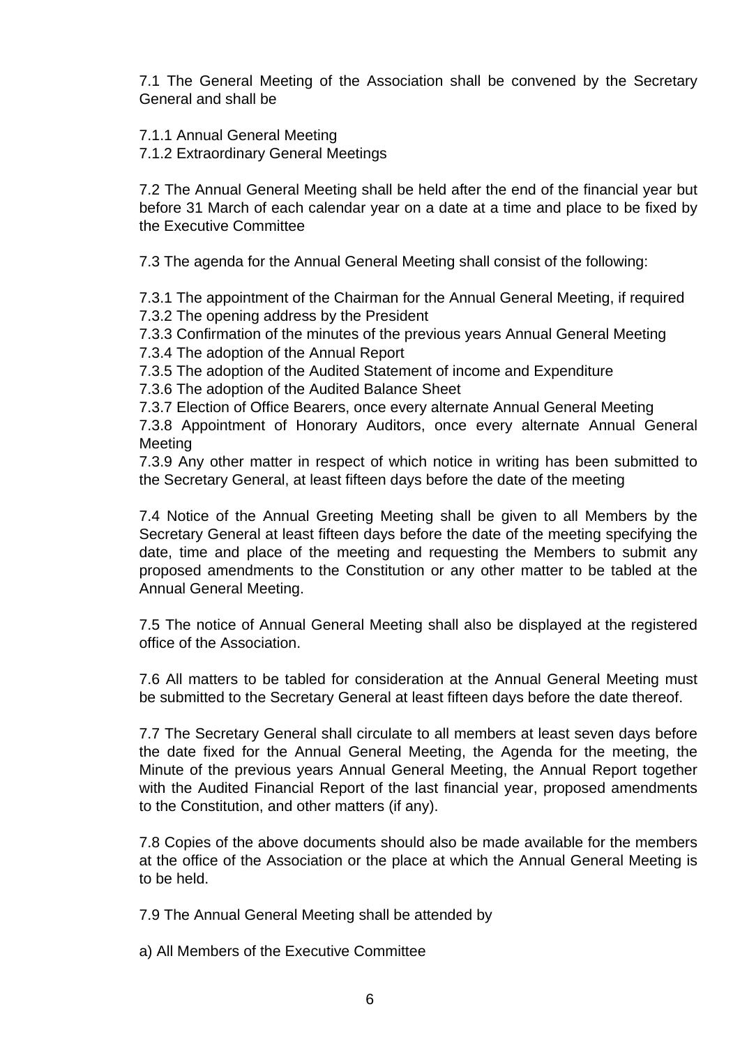7.1 The General Meeting of the Association shall be convened by the Secretary General and shall be

7.1.1 Annual General Meeting
7.1.2 Extraordinary General Meetings

7.2 The Annual General Meeting shall be held after the end of the financial year but before 31 March of each calendar year on a date at a time and place to be fixed by the Executive Committee

7.3 The agenda for the Annual General Meeting shall consist of the following:

7.3.1 The appointment of the Chairman for the Annual General Meeting, if required
7.3.2 The opening address by the President
7.3.3 Confirmation of the minutes of the previous years Annual General Meeting
7.3.4 The adoption of the Annual Report
7.3.5 The adoption of the Audited Statement of income and Expenditure
7.3.6 The adoption of the Audited Balance Sheet
7.3.7 Election of Office Bearers, once every alternate Annual General Meeting
7.3.8 Appointment of Honorary Auditors, once every alternate Annual General Meeting
7.3.9 Any other matter in respect of which notice in writing has been submitted to the Secretary General, at least fifteen days before the date of the meeting

7.4 Notice of the Annual Greeting Meeting shall be given to all Members by the Secretary General at least fifteen days before the date of the meeting specifying the date, time and place of the meeting and requesting the Members to submit any proposed amendments to the Constitution or any other matter to be tabled at the Annual General Meeting.

7.5 The notice of Annual General Meeting shall also be displayed at the registered office of the Association.

7.6 All matters to be tabled for consideration at the Annual General Meeting must be submitted to the Secretary General at least fifteen days before the date thereof.

7.7 The Secretary General shall circulate to all members at least seven days before the date fixed for the Annual General Meeting, the Agenda for the meeting, the Minute of the previous years Annual General Meeting, the Annual Report together with the Audited Financial Report of the last financial year, proposed amendments to the Constitution, and other matters (if any).

7.8 Copies of the above documents should also be made available for the members at the office of the Association or the place at which the Annual General Meeting is to be held.

7.9 The Annual General Meeting shall be attended by

a) All Members of the Executive Committee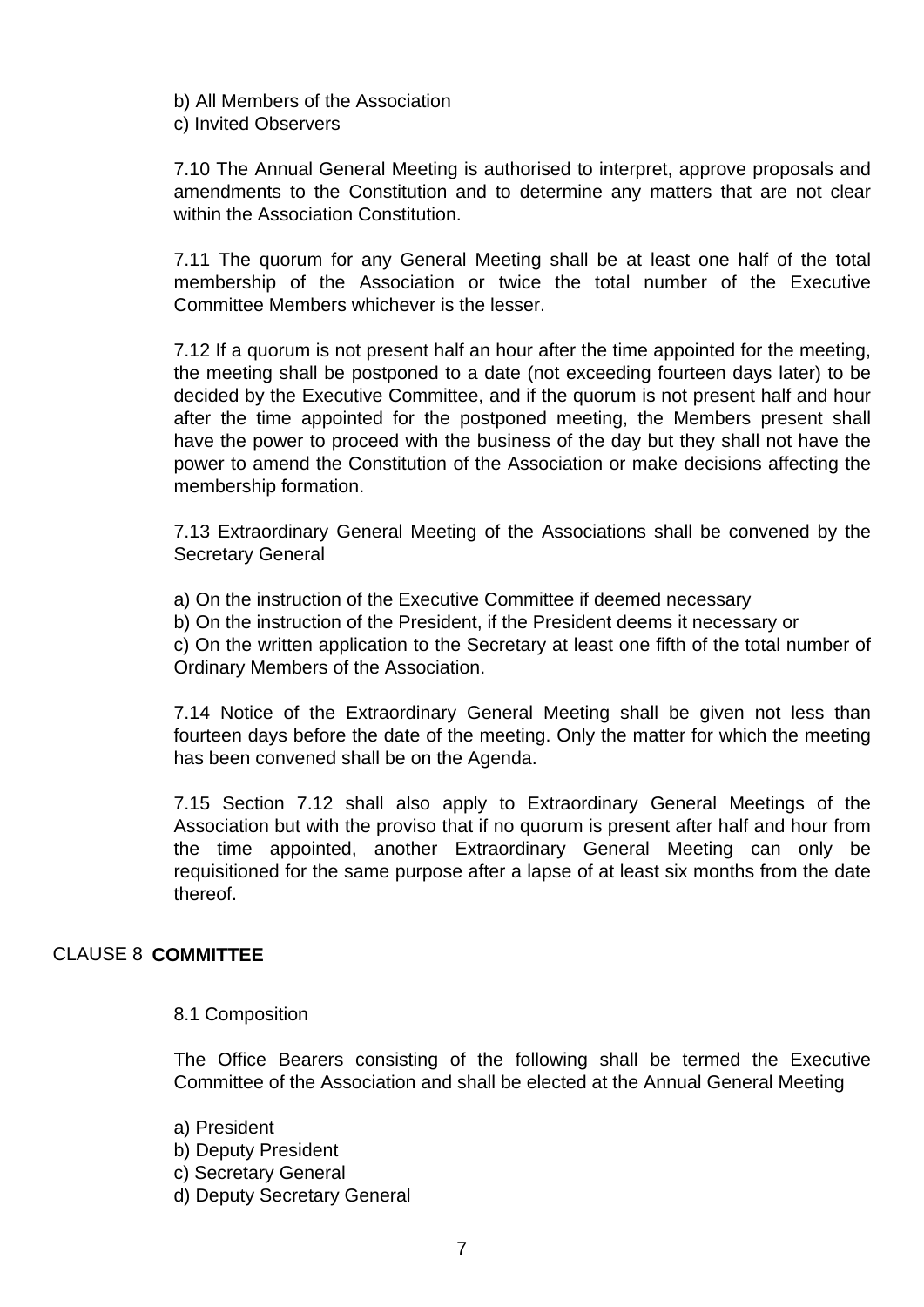b) All Members of the Association
c) Invited Observers

7.10 The Annual General Meeting is authorised to interpret, approve proposals and amendments to the Constitution and to determine any matters that are not clear within the Association Constitution.

7.11 The quorum for any General Meeting shall be at least one half of the total membership of the Association or twice the total number of the Executive Committee Members whichever is the lesser.

7.12 If a quorum is not present half an hour after the time appointed for the meeting, the meeting shall be postponed to a date (not exceeding fourteen days later) to be decided by the Executive Committee, and if the quorum is not present half and hour after the time appointed for the postponed meeting, the Members present shall have the power to proceed with the business of the day but they shall not have the power to amend the Constitution of the Association or make decisions affecting the membership formation.

7.13 Extraordinary General Meeting of the Associations shall be convened by the Secretary General

a) On the instruction of the Executive Committee if deemed necessary
b) On the instruction of the President, if the President deems it necessary or
c) On the written application to the Secretary at least one fifth of the total number of Ordinary Members of the Association.

7.14 Notice of the Extraordinary General Meeting shall be given not less than fourteen days before the date of the meeting. Only the matter for which the meeting has been convened shall be on the Agenda.

7.15 Section 7.12 shall also apply to Extraordinary General Meetings of the Association but with the proviso that if no quorum is present after half and hour from the time appointed, another Extraordinary General Meeting can only be requisitioned for the same purpose after a lapse of at least six months from the date thereof.

## CLAUSE 8 **COMMITTEE**

8.1 Composition

The Office Bearers consisting of the following shall be termed the Executive Committee of the Association and shall be elected at the Annual General Meeting

a) President
b) Deputy President
c) Secretary General
d) Deputy Secretary General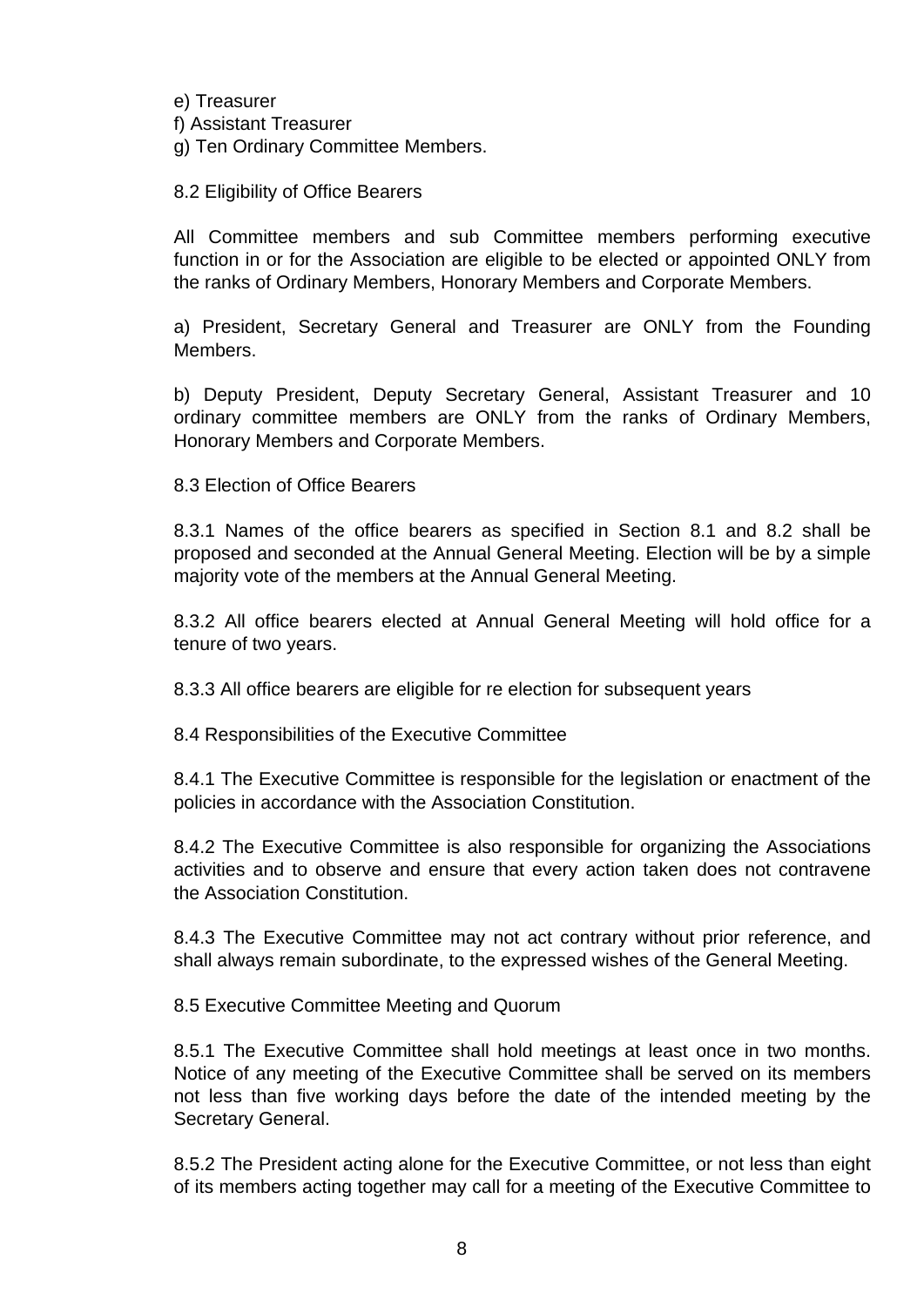e) Treasurer
f) Assistant Treasurer
g) Ten Ordinary Committee Members.

8.2 Eligibility of Office Bearers

All Committee members and sub Committee members performing executive function in or for the Association are eligible to be elected or appointed ONLY from the ranks of Ordinary Members, Honorary Members and Corporate Members.

a) President, Secretary General and Treasurer are ONLY from the Founding Members.

b) Deputy President, Deputy Secretary General, Assistant Treasurer and 10 ordinary committee members are ONLY from the ranks of Ordinary Members, Honorary Members and Corporate Members.

8.3 Election of Office Bearers

8.3.1 Names of the office bearers as specified in Section 8.1 and 8.2 shall be proposed and seconded at the Annual General Meeting. Election will be by a simple majority vote of the members at the Annual General Meeting.

8.3.2 All office bearers elected at Annual General Meeting will hold office for a tenure of two years.

8.3.3 All office bearers are eligible for re election for subsequent years

8.4 Responsibilities of the Executive Committee

8.4.1 The Executive Committee is responsible for the legislation or enactment of the policies in accordance with the Association Constitution.

8.4.2 The Executive Committee is also responsible for organizing the Associations activities and to observe and ensure that every action taken does not contravene the Association Constitution.

8.4.3 The Executive Committee may not act contrary without prior reference, and shall always remain subordinate, to the expressed wishes of the General Meeting.

8.5 Executive Committee Meeting and Quorum

8.5.1 The Executive Committee shall hold meetings at least once in two months. Notice of any meeting of the Executive Committee shall be served on its members not less than five working days before the date of the intended meeting by the Secretary General.

8.5.2 The President acting alone for the Executive Committee, or not less than eight of its members acting together may call for a meeting of the Executive Committee to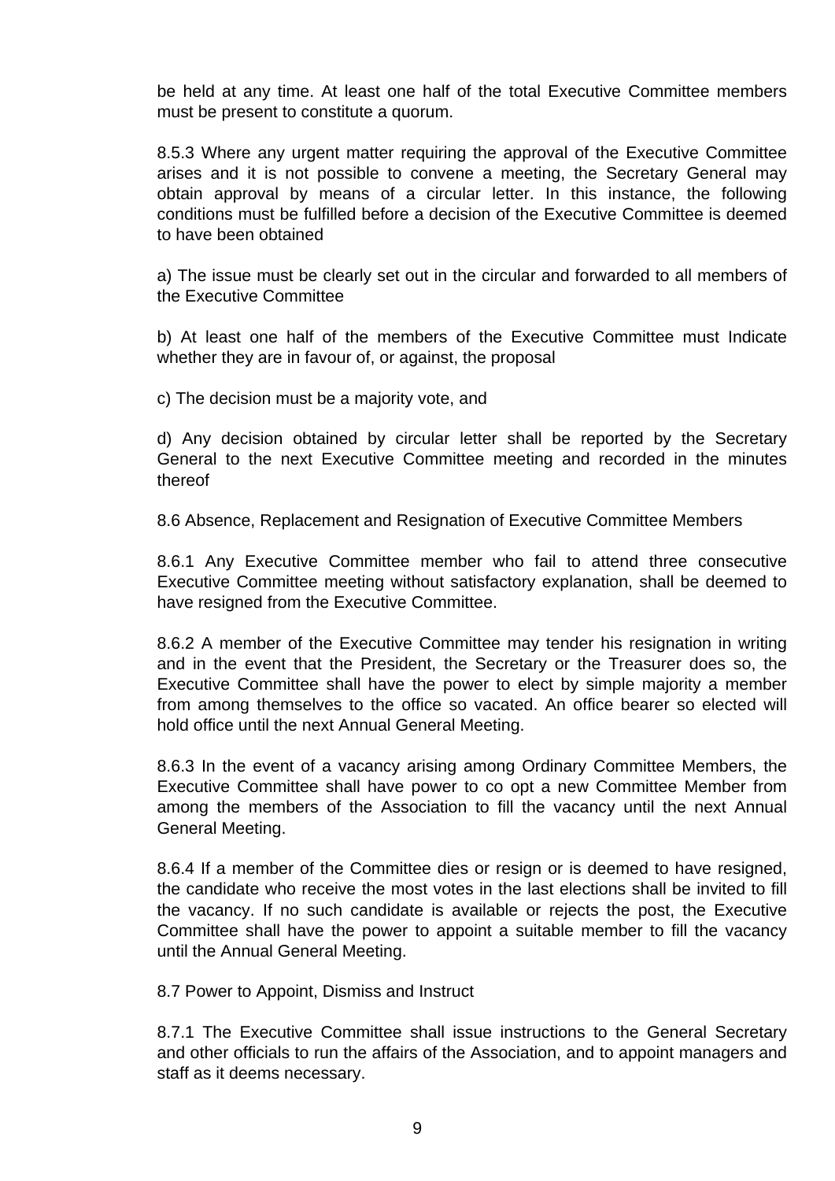be held at any time. At least one half of the total Executive Committee members must be present to constitute a quorum.

8.5.3 Where any urgent matter requiring the approval of the Executive Committee arises and it is not possible to convene a meeting, the Secretary General may obtain approval by means of a circular letter. In this instance, the following conditions must be fulfilled before a decision of the Executive Committee is deemed to have been obtained

a) The issue must be clearly set out in the circular and forwarded to all members of the Executive Committee

b) At least one half of the members of the Executive Committee must Indicate whether they are in favour of, or against, the proposal

c) The decision must be a majority vote, and

d) Any decision obtained by circular letter shall be reported by the Secretary General to the next Executive Committee meeting and recorded in the minutes thereof

8.6 Absence, Replacement and Resignation of Executive Committee Members

8.6.1 Any Executive Committee member who fail to attend three consecutive Executive Committee meeting without satisfactory explanation, shall be deemed to have resigned from the Executive Committee.

8.6.2 A member of the Executive Committee may tender his resignation in writing and in the event that the President, the Secretary or the Treasurer does so, the Executive Committee shall have the power to elect by simple majority a member from among themselves to the office so vacated. An office bearer so elected will hold office until the next Annual General Meeting.

8.6.3 In the event of a vacancy arising among Ordinary Committee Members, the Executive Committee shall have power to co opt a new Committee Member from among the members of the Association to fill the vacancy until the next Annual General Meeting.

8.6.4 If a member of the Committee dies or resign or is deemed to have resigned, the candidate who receive the most votes in the last elections shall be invited to fill the vacancy. If no such candidate is available or rejects the post, the Executive Committee shall have the power to appoint a suitable member to fill the vacancy until the Annual General Meeting.

8.7 Power to Appoint, Dismiss and Instruct

8.7.1 The Executive Committee shall issue instructions to the General Secretary and other officials to run the affairs of the Association, and to appoint managers and staff as it deems necessary.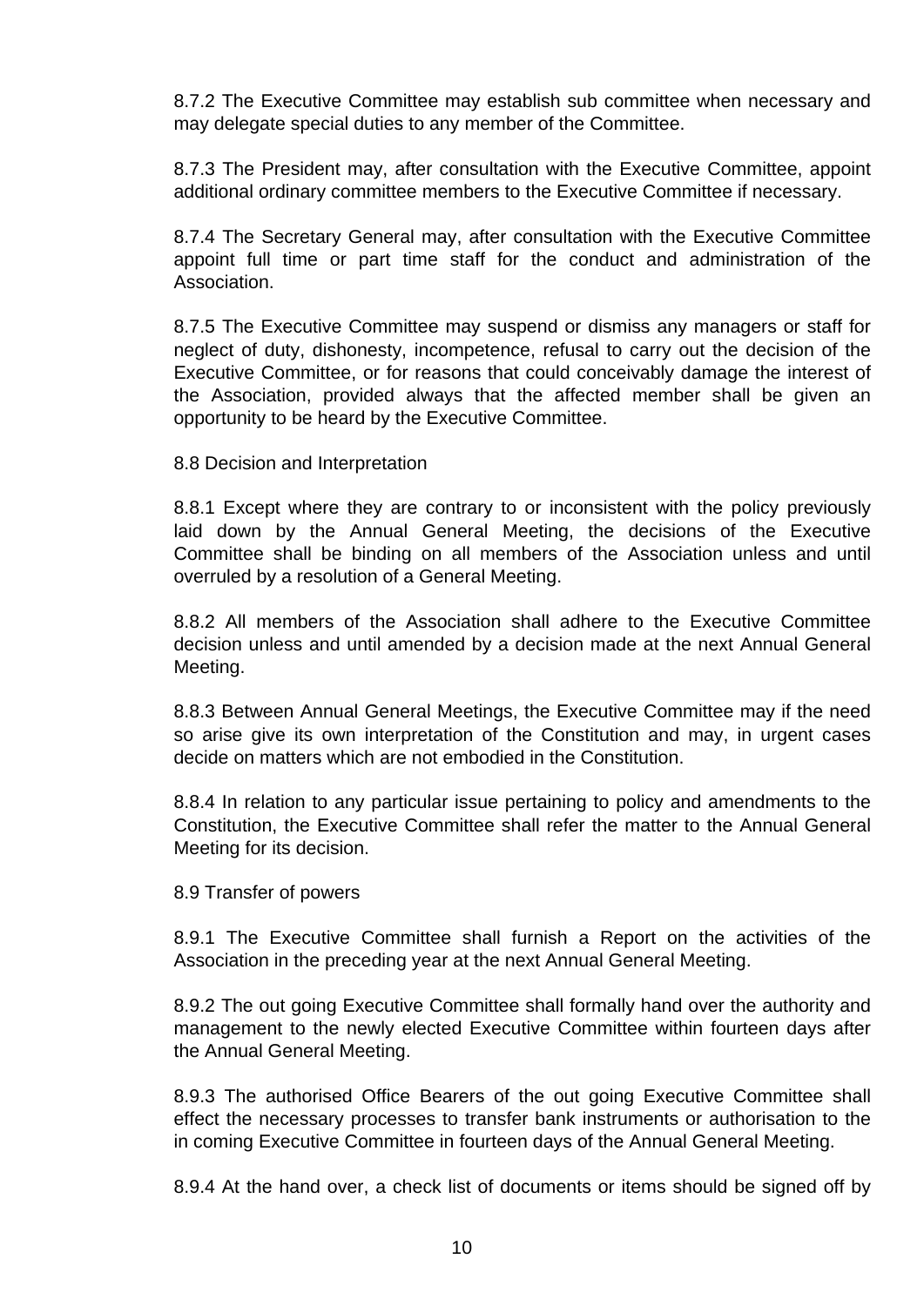8.7.2 The Executive Committee may establish sub committee when necessary and may delegate special duties to any member of the Committee.

8.7.3 The President may, after consultation with the Executive Committee, appoint additional ordinary committee members to the Executive Committee if necessary.

8.7.4 The Secretary General may, after consultation with the Executive Committee appoint full time or part time staff for the conduct and administration of the Association.

8.7.5 The Executive Committee may suspend or dismiss any managers or staff for neglect of duty, dishonesty, incompetence, refusal to carry out the decision of the Executive Committee, or for reasons that could conceivably damage the interest of the Association, provided always that the affected member shall be given an opportunity to be heard by the Executive Committee.

8.8 Decision and Interpretation

8.8.1 Except where they are contrary to or inconsistent with the policy previously laid down by the Annual General Meeting, the decisions of the Executive Committee shall be binding on all members of the Association unless and until overruled by a resolution of a General Meeting.

8.8.2 All members of the Association shall adhere to the Executive Committee decision unless and until amended by a decision made at the next Annual General Meeting.

8.8.3 Between Annual General Meetings, the Executive Committee may if the need so arise give its own interpretation of the Constitution and may, in urgent cases decide on matters which are not embodied in the Constitution.

8.8.4 In relation to any particular issue pertaining to policy and amendments to the Constitution, the Executive Committee shall refer the matter to the Annual General Meeting for its decision.

8.9 Transfer of powers

8.9.1 The Executive Committee shall furnish a Report on the activities of the Association in the preceding year at the next Annual General Meeting.

8.9.2 The out going Executive Committee shall formally hand over the authority and management to the newly elected Executive Committee within fourteen days after the Annual General Meeting.

8.9.3 The authorised Office Bearers of the out going Executive Committee shall effect the necessary processes to transfer bank instruments or authorisation to the in coming Executive Committee in fourteen days of the Annual General Meeting.

8.9.4 At the hand over, a check list of documents or items should be signed off by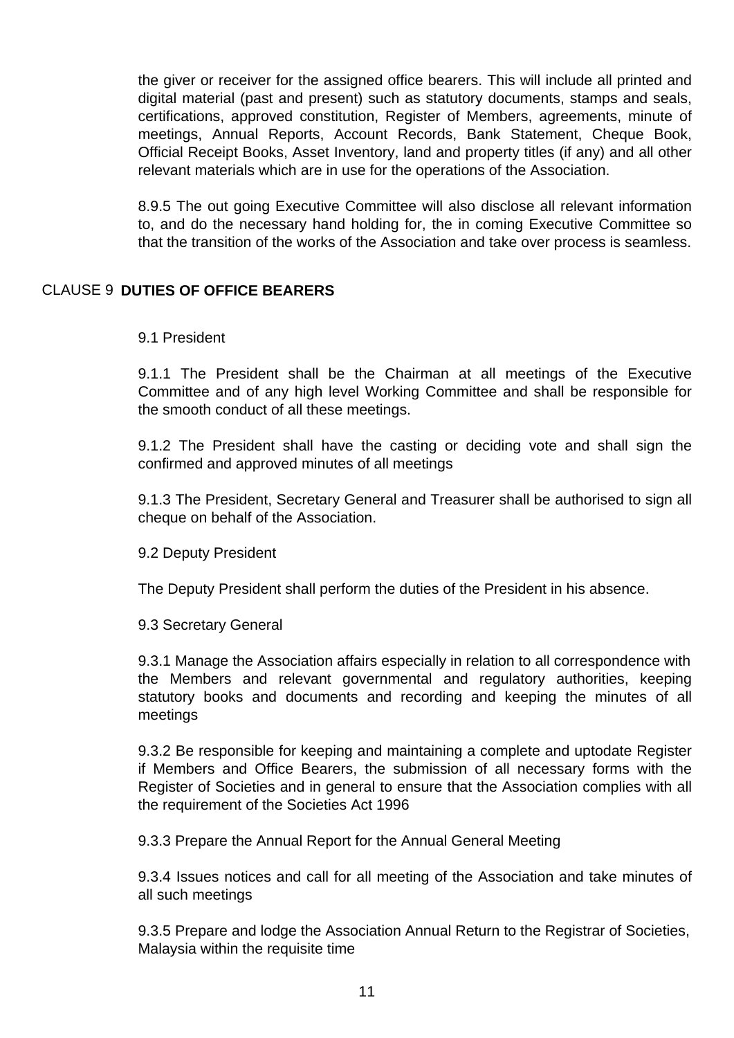the giver or receiver for the assigned office bearers. This will include all printed and digital material (past and present) such as statutory documents, stamps and seals, certifications, approved constitution, Register of Members, agreements, minute of meetings, Annual Reports, Account Records, Bank Statement, Cheque Book, Official Receipt Books, Asset Inventory, land and property titles (if any) and all other relevant materials which are in use for the operations of the Association.

8.9.5 The out going Executive Committee will also disclose all relevant information to, and do the necessary hand holding for, the in coming Executive Committee so that the transition of the works of the Association and take over process is seamless.

## CLAUSE 9 **DUTIES OF OFFICE BEARERS**

9.1 President

9.1.1 The President shall be the Chairman at all meetings of the Executive Committee and of any high level Working Committee and shall be responsible for the smooth conduct of all these meetings.

9.1.2 The President shall have the casting or deciding vote and shall sign the confirmed and approved minutes of all meetings

9.1.3 The President, Secretary General and Treasurer shall be authorised to sign all cheque on behalf of the Association.

9.2 Deputy President

The Deputy President shall perform the duties of the President in his absence.

9.3 Secretary General

9.3.1 Manage the Association affairs especially in relation to all correspondence with the Members and relevant governmental and regulatory authorities, keeping statutory books and documents and recording and keeping the minutes of all meetings

9.3.2 Be responsible for keeping and maintaining a complete and uptodate Register if Members and Office Bearers, the submission of all necessary forms with the Register of Societies and in general to ensure that the Association complies with all the requirement of the Societies Act 1996

9.3.3 Prepare the Annual Report for the Annual General Meeting

9.3.4 Issues notices and call for all meeting of the Association and take minutes of all such meetings

9.3.5 Prepare and lodge the Association Annual Return to the Registrar of Societies, Malaysia within the requisite time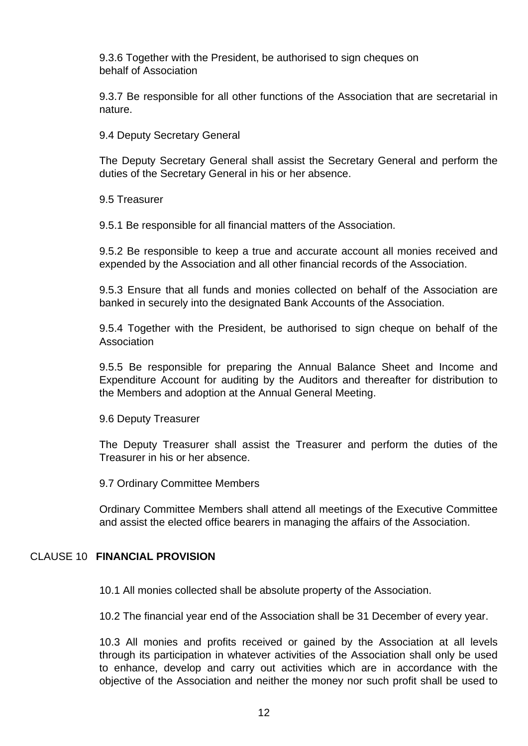9.3.6 Together with the President, be authorised to sign cheques on behalf of Association

9.3.7 Be responsible for all other functions of the Association that are secretarial in nature.

9.4 Deputy Secretary General

The Deputy Secretary General shall assist the Secretary General and perform the duties of the Secretary General in his or her absence.

9.5 Treasurer

9.5.1 Be responsible for all financial matters of the Association.

9.5.2 Be responsible to keep a true and accurate account all monies received and expended by the Association and all other financial records of the Association.

9.5.3 Ensure that all funds and monies collected on behalf of the Association are banked in securely into the designated Bank Accounts of the Association.

9.5.4 Together with the President, be authorised to sign cheque on behalf of the Association

9.5.5 Be responsible for preparing the Annual Balance Sheet and Income and Expenditure Account for auditing by the Auditors and thereafter for distribution to the Members and adoption at the Annual General Meeting.

9.6 Deputy Treasurer

The Deputy Treasurer shall assist the Treasurer and perform the duties of the Treasurer in his or her absence.

9.7 Ordinary Committee Members

Ordinary Committee Members shall attend all meetings of the Executive Committee and assist the elected office bearers in managing the affairs of the Association.

## CLAUSE 10 **FINANCIAL PROVISION**

10.1 All monies collected shall be absolute property of the Association.

10.2 The financial year end of the Association shall be 31 December of every year.

10.3 All monies and profits received or gained by the Association at all levels through its participation in whatever activities of the Association shall only be used to enhance, develop and carry out activities which are in accordance with the objective of the Association and neither the money nor such profit shall be used to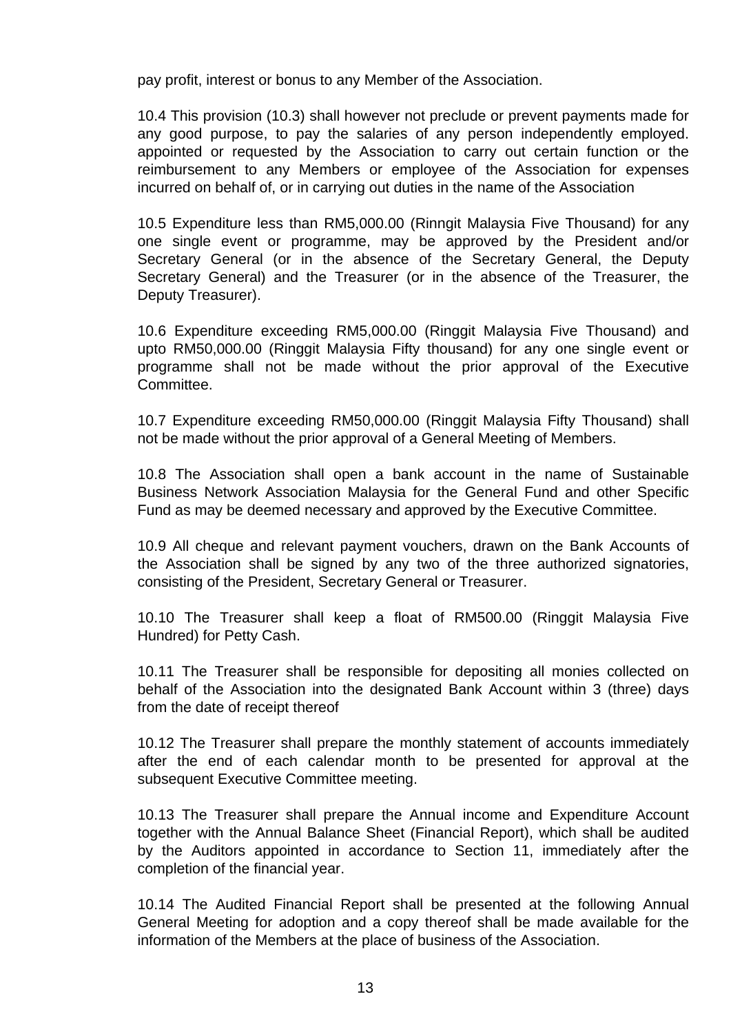pay profit, interest or bonus to any Member of the Association.

10.4 This provision (10.3) shall however not preclude or prevent payments made for any good purpose, to pay the salaries of any person independently employed. appointed or requested by the Association to carry out certain function or the reimbursement to any Members or employee of the Association for expenses incurred on behalf of, or in carrying out duties in the name of the Association

10.5 Expenditure less than RM5,000.00 (Rinngit Malaysia Five Thousand) for any one single event or programme, may be approved by the President and/or Secretary General (or in the absence of the Secretary General, the Deputy Secretary General) and the Treasurer (or in the absence of the Treasurer, the Deputy Treasurer).

10.6 Expenditure exceeding RM5,000.00 (Ringgit Malaysia Five Thousand) and upto RM50,000.00 (Ringgit Malaysia Fifty thousand) for any one single event or programme shall not be made without the prior approval of the Executive Committee.

10.7 Expenditure exceeding RM50,000.00 (Ringgit Malaysia Fifty Thousand) shall not be made without the prior approval of a General Meeting of Members.

10.8 The Association shall open a bank account in the name of Sustainable Business Network Association Malaysia for the General Fund and other Specific Fund as may be deemed necessary and approved by the Executive Committee.

10.9 All cheque and relevant payment vouchers, drawn on the Bank Accounts of the Association shall be signed by any two of the three authorized signatories, consisting of the President, Secretary General or Treasurer.

10.10 The Treasurer shall keep a float of RM500.00 (Ringgit Malaysia Five Hundred) for Petty Cash.

10.11 The Treasurer shall be responsible for depositing all monies collected on behalf of the Association into the designated Bank Account within 3 (three) days from the date of receipt thereof

10.12 The Treasurer shall prepare the monthly statement of accounts immediately after the end of each calendar month to be presented for approval at the subsequent Executive Committee meeting.

10.13 The Treasurer shall prepare the Annual income and Expenditure Account together with the Annual Balance Sheet (Financial Report), which shall be audited by the Auditors appointed in accordance to Section 11, immediately after the completion of the financial year.

10.14 The Audited Financial Report shall be presented at the following Annual General Meeting for adoption and a copy thereof shall be made available for the information of the Members at the place of business of the Association.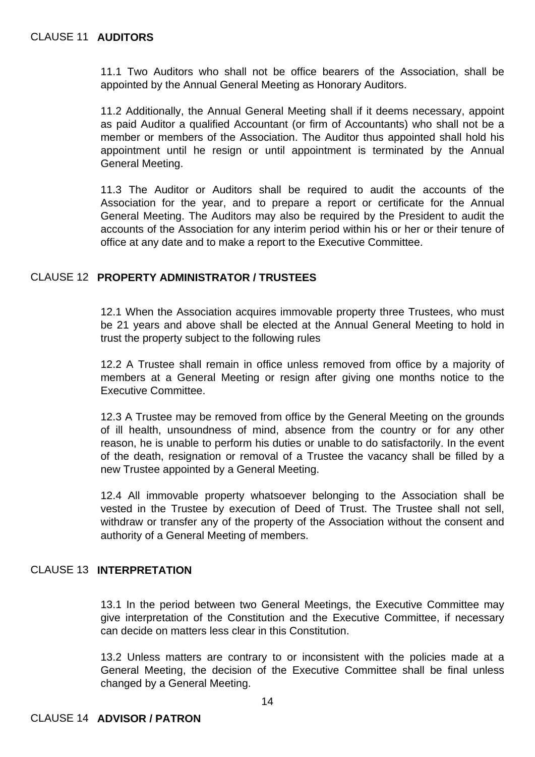## CLAUSE 11 AUDITORS

11.1 Two Auditors who shall not be office bearers of the Association, shall be appointed by the Annual General Meeting as Honorary Auditors.

11.2 Additionally, the Annual General Meeting shall if it deems necessary, appoint as paid Auditor a qualified Accountant (or firm of Accountants) who shall not be a member or members of the Association. The Auditor thus appointed shall hold his appointment until he resign or until appointment is terminated by the Annual General Meeting.

11.3 The Auditor or Auditors shall be required to audit the accounts of the Association for the year, and to prepare a report or certificate for the Annual General Meeting. The Auditors may also be required by the President to audit the accounts of the Association for any interim period within his or her or their tenure of office at any date and to make a report to the Executive Committee.

## CLAUSE 12 PROPERTY ADMINISTRATOR / TRUSTEES

12.1 When the Association acquires immovable property three Trustees, who must be 21 years and above shall be elected at the Annual General Meeting to hold in trust the property subject to the following rules

12.2 A Trustee shall remain in office unless removed from office by a majority of members at a General Meeting or resign after giving one months notice to the Executive Committee.

12.3 A Trustee may be removed from office by the General Meeting on the grounds of ill health, unsoundness of mind, absence from the country or for any other reason, he is unable to perform his duties or unable to do satisfactorily. In the event of the death, resignation or removal of a Trustee the vacancy shall be filled by a new Trustee appointed by a General Meeting.

12.4 All immovable property whatsoever belonging to the Association shall be vested in the Trustee by execution of Deed of Trust. The Trustee shall not sell, withdraw or transfer any of the property of the Association without the consent and authority of a General Meeting of members.

## CLAUSE 13 INTERPRETATION

13.1 In the period between two General Meetings, the Executive Committee may give interpretation of the Constitution and the Executive Committee, if necessary can decide on matters less clear in this Constitution.

13.2 Unless matters are contrary to or inconsistent with the policies made at a General Meeting, the decision of the Executive Committee shall be final unless changed by a General Meeting.

## CLAUSE 14 ADVISOR / PATRON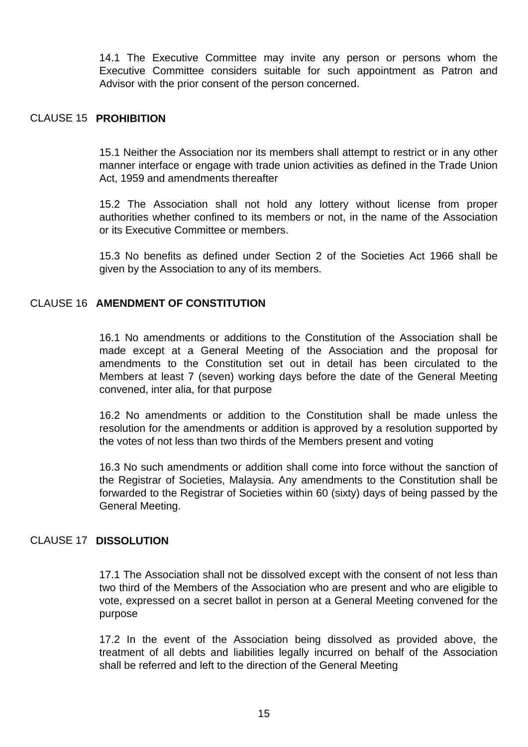14.1 The Executive Committee may invite any person or persons whom the Executive Committee considers suitable for such appointment as Patron and Advisor with the prior consent of the person concerned.

## CLAUSE 15 **PROHIBITION**

15.1 Neither the Association nor its members shall attempt to restrict or in any other manner interface or engage with trade union activities as defined in the Trade Union Act, 1959 and amendments thereafter

15.2 The Association shall not hold any lottery without license from proper authorities whether confined to its members or not, in the name of the Association or its Executive Committee or members.

15.3 No benefits as defined under Section 2 of the Societies Act 1966 shall be given by the Association to any of its members.

## CLAUSE 16 **AMENDMENT OF CONSTITUTION**

16.1 No amendments or additions to the Constitution of the Association shall be made except at a General Meeting of the Association and the proposal for amendments to the Constitution set out in detail has been circulated to the Members at least 7 (seven) working days before the date of the General Meeting convened, inter alia, for that purpose

16.2 No amendments or addition to the Constitution shall be made unless the resolution for the amendments or addition is approved by a resolution supported by the votes of not less than two thirds of the Members present and voting

16.3 No such amendments or addition shall come into force without the sanction of the Registrar of Societies, Malaysia. Any amendments to the Constitution shall be forwarded to the Registrar of Societies within 60 (sixty) days of being passed by the General Meeting.

## CLAUSE 17 **DISSOLUTION**

17.1 The Association shall not be dissolved except with the consent of not less than two third of the Members of the Association who are present and who are eligible to vote, expressed on a secret ballot in person at a General Meeting convened for the purpose

17.2 In the event of the Association being dissolved as provided above, the treatment of all debts and liabilities legally incurred on behalf of the Association shall be referred and left to the direction of the General Meeting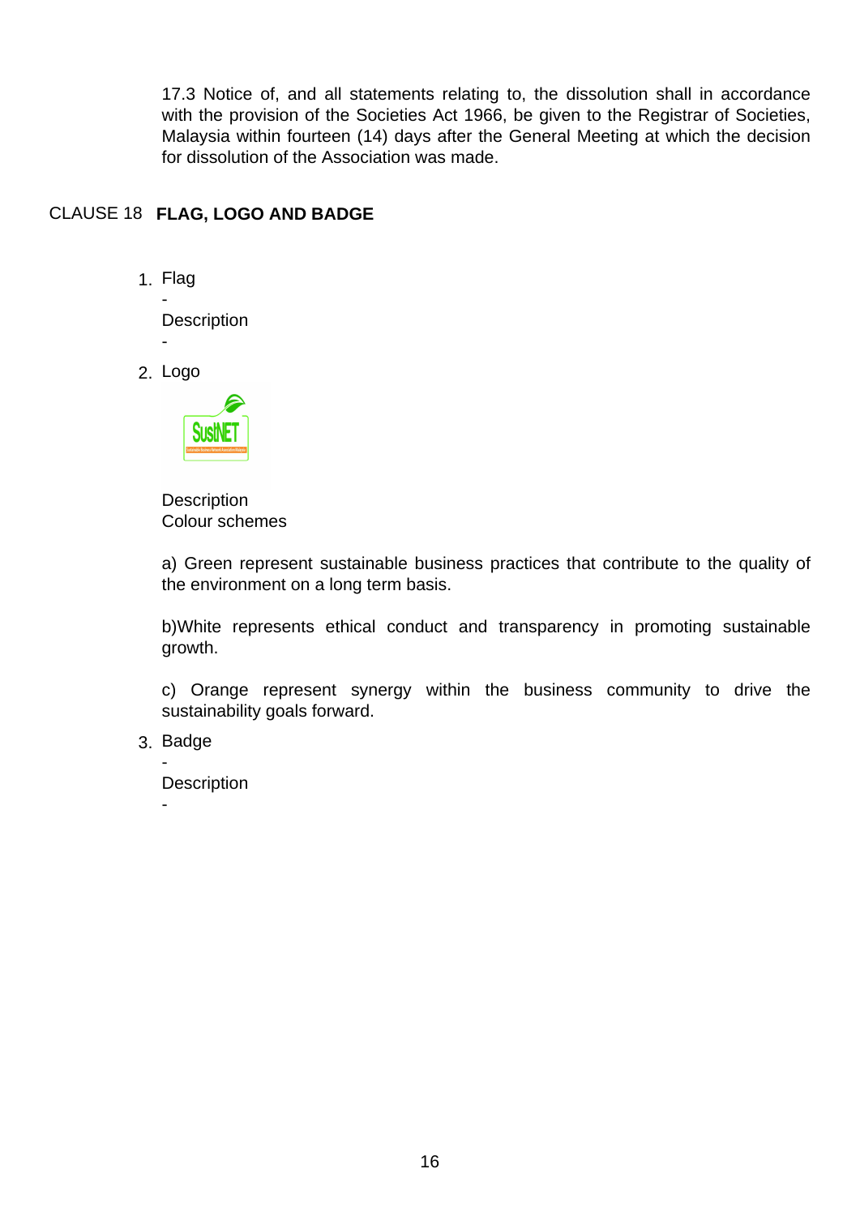17.3 Notice of, and all statements relating to, the dissolution shall in accordance with the provision of the Societies Act 1966, be given to the Registrar of Societies, Malaysia within fourteen (14) days after the General Meeting at which the decision for dissolution of the Association was made.

## CLAUSE 18 **FLAG, LOGO AND BADGE**

1. Flag

   -

   Description

   -

2. Logo

   Description

   Colour schemes

   a) Green represent sustainable business practices that contribute to the quality of the environment on a long term basis.

   b)White represents ethical conduct and transparency in promoting sustainable growth.

   c) Orange represent synergy within the business community to drive the sustainability goals forward.

3. Badge

   -

   Description

   -